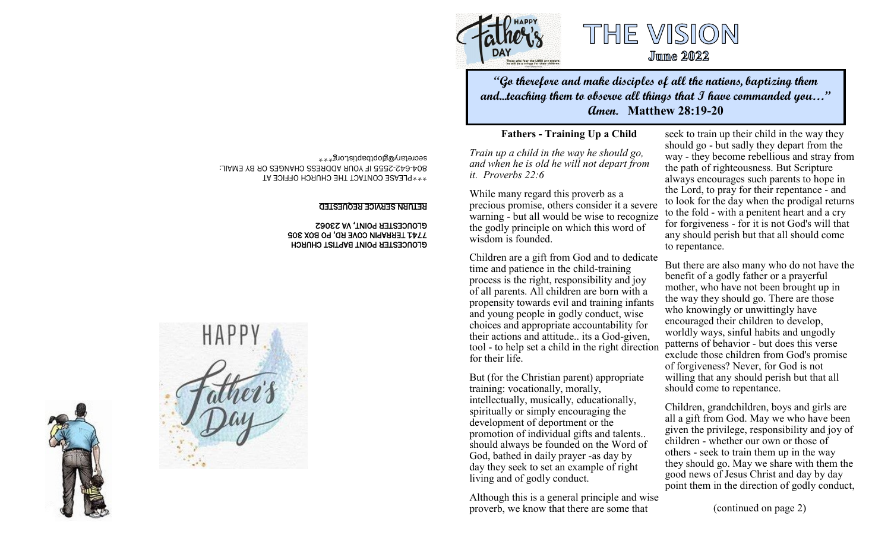GLOUCESTER POINT BAPTIST CHURCH
7741 TERRAPIN COVE RD, PO BOX 305
GLOUCESTER POINT, VA 23062

**RETURN SERVICE REQUESTED**

***PLEASE CONTACT THE CHURCH OFFICE AT
804-642-2555 IF YOUR ADDRESS CHANGES OR BY EMAIL:
secretary@glopbaptist.org***

# THE VISION

## June 2022

**"Go therefore and make disciples of all the nations, baptizing them and...teaching them to observe all things that I have commanded you..." Amen. Matthew 28:19-20**

### Fathers - Training Up a Child

*Train up a child in the way he should go, and when he is old he will not depart from it. Proverbs 22:6*

While many regard this proverb as a precious promise, others consider it a severe warning - but all would be wise to recognize the godly principle on which this word of wisdom is founded.

Children are a gift from God and to dedicate time and patience in the child-training process is the right, responsibility and joy of all parents. All children are born with a propensity towards evil and training infants and young people in godly conduct, wise choices and appropriate accountability for their actions and attitude.. its a God-given, tool - to help set a child in the right direction for their life.

But (for the Christian parent) appropriate training: vocationally, morally, intellectually, educationally, musically, spiritually or simply encouraging the development of deportment or the promotion of individual gifts and talents.. should always be founded on the Word of God, bathed in daily prayer -as day by day they seek to set an example of right living and of godly conduct.

Although this is a general principle and wise proverb, we know that there are some that seek to train up their child in the way they should go - but sadly they depart from the way - they become rebellious and stray from the path of righteousness. But Scripture always encourages such parents to hope in the Lord, to pray for their repentance - and to look for the day when the prodigal returns to the fold - with a penitent heart and a cry for forgiveness - for it is not God's will that any should perish but that all should come to repentance.

But there are also many who do not have the benefit of a godly father or a prayerful mother, who have not been brought up in the way they should go. There are those who knowingly or unwittingly have encouraged their children to develop, worldly ways, sinful habits and ungodly patterns of behavior - but does this verse exclude those children from God's promise of forgiveness? Never, for God is not willing that any should perish but that all should come to repentance.

Children, grandchildren, boys and girls are all a gift from God. May we who have been given the privilege, responsibility and joy of children - whether our own or those of others - seek to train them up in the way they should go. May we share with them the good news of Jesus Christ and day by day point them in the direction of godly conduct,

(continued on page 2)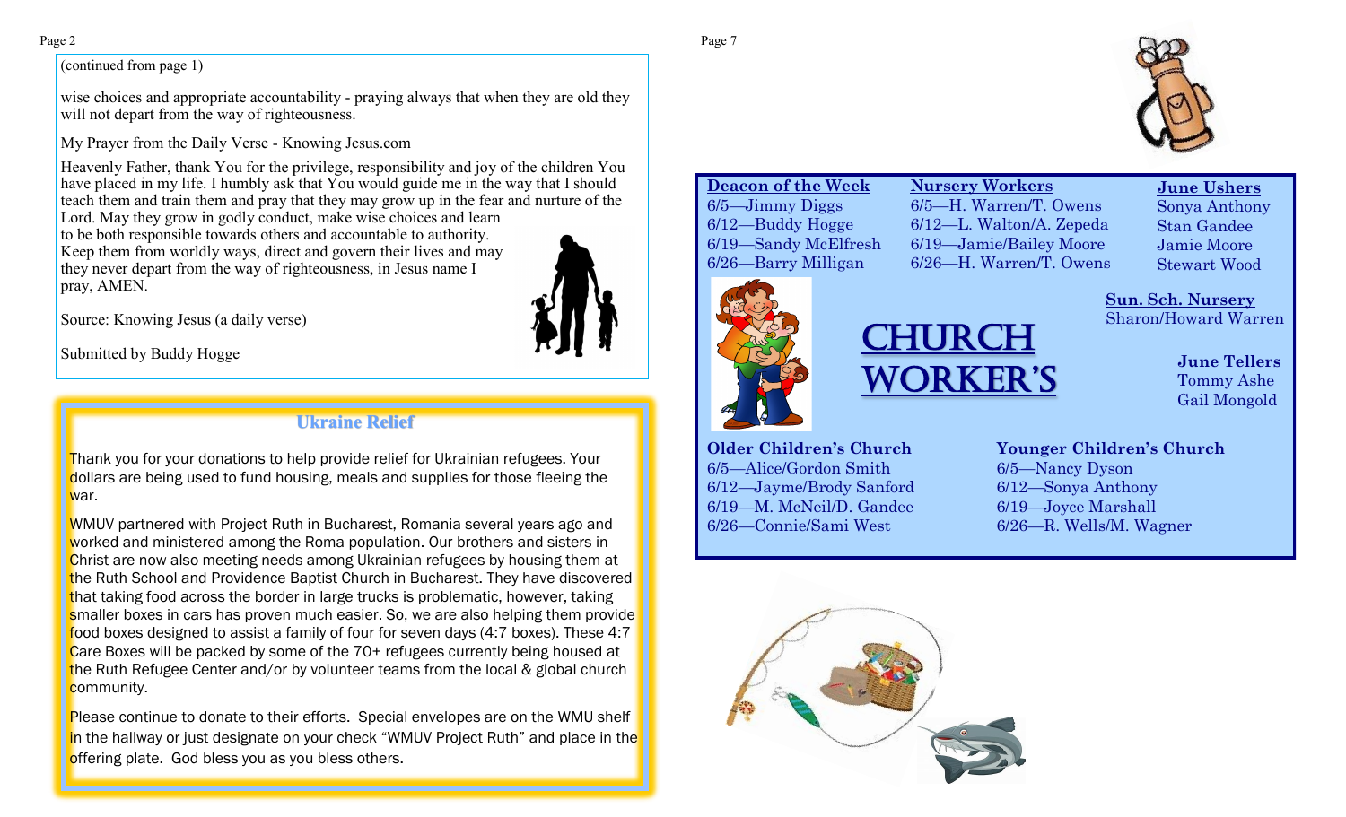(continued from page 1)

wise choices and appropriate accountability - praying always that when they are old they will not depart from the way of righteousness.

My Prayer from the Daily Verse - Knowing Jesus.com

Heavenly Father, thank You for the privilege, responsibility and joy of the children You have placed in my life. I humbly ask that You would guide me in the way that I should teach them and train them and pray that they may grow up in the fear and nurture of the Lord. May they grow in godly conduct, make wise choices and learn to be both responsible towards others and accountable to authority. Keep them from worldly ways, direct and govern their lives and may they never depart from the way of righteousness, in Jesus name I pray, AMEN.

Source: Knowing Jesus (a daily verse)

Submitted by Buddy Hogge

## Ukraine Relief

Thank you for your donations to help provide relief for Ukrainian refugees. Your dollars are being used to fund housing, meals and supplies for those fleeing the war.

WMUV partnered with Project Ruth in Bucharest, Romania several years ago and worked and ministered among the Roma population. Our brothers and sisters in Christ are now also meeting needs among Ukrainian refugees by housing them at the Ruth School and Providence Baptist Church in Bucharest. They have discovered that taking food across the border in large trucks is problematic, however, taking smaller boxes in cars has proven much easier. So, we are also helping them provide food boxes designed to assist a family of four for seven days (4:7 boxes). These 4:7 Care Boxes will be packed by some of the 70+ refugees currently being housed at the Ruth Refugee Center and/or by volunteer teams from the local & global church community.

Please continue to donate to their efforts. Special envelopes are on the WMU shelf in the hallway or just designate on your check "WMUV Project Ruth" and place in the offering plate. God bless you as you bless others.

# Church Worker's

**Deacon of the Week**
6/5—Jimmy Diggs
6/12—Buddy Hogge
6/19—Sandy McElfresh
6/26—Barry Milligan

**Nursery Workers**
6/5—H. Warren/T. Owens
6/12—L. Walton/A. Zepeda
6/19—Jamie/Bailey Moore
6/26—H. Warren/T. Owens

**June Ushers**
Sonya Anthony
Stan Gandee
Jamie Moore
Stewart Wood

**Sun. Sch. Nursery**
Sharon/Howard Warren

**June Tellers**
Tommy Ashe
Gail Mongold

**Older Children's Church**
6/5—Alice/Gordon Smith
6/12—Jayme/Brody Sanford
6/19—M. McNeil/D. Gandee
6/26—Connie/Sami West

**Younger Children's Church**
6/5—Nancy Dyson
6/12—Sonya Anthony
6/19—Joyce Marshall
6/26—R. Wells/M. Wagner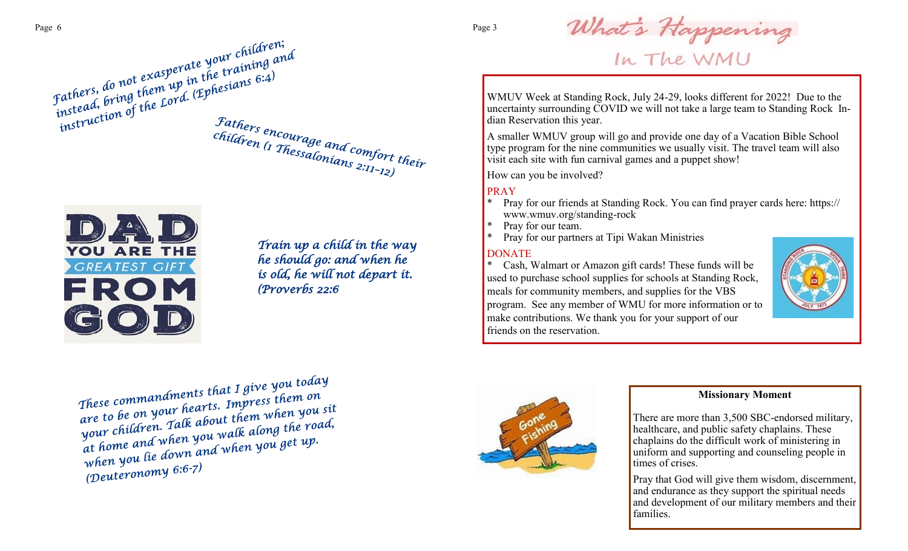*Fathers, do not exasperate your children; instead, bring them up in the training and instruction of the Lord. (Ephesians 6:4)*

*Fathers encourage and comfort their children (1 Thessalonians 2:11-12)*

DAD YOU ARE THE GREATEST GIFT FROM GOD

*Train up a child in the way he should go: and when he is old, he will not depart it. (Proverbs 22:6*

*These commandments that I give you today are to be on your hearts. Impress them on your children. Talk about them when you sit at home and when you walk along the road, when you lie down and when you get up. (Deuteronomy 6:6-7)*

# What's Happening In The WMU

WMUV Week at Standing Rock, July 24-29, looks different for 2022! Due to the uncertainty surrounding COVID we will not take a large team to Standing Rock Indian Reservation this year.

A smaller WMUV group will go and provide one day of a Vacation Bible School type program for the nine communities we usually visit. The travel team will also visit each site with fun carnival games and a puppet show!

How can you be involved?

PRAY

- Pray for our friends at Standing Rock. You can find prayer cards here: https://www.wmuv.org/standing-rock
- Pray for our team.
- Pray for our partners at Tipi Wakan Ministries

DONATE

- Cash, Walmart or Amazon gift cards! These funds will be used to purchase school supplies for schools at Standing Rock, meals for community members, and supplies for the VBS program. See any member of WMU for more information or to make contributions. We thank you for your support of our friends on the reservation.

Gone Fishing

**Missionary Moment**

There are more than 3,500 SBC-endorsed military, healthcare, and public safety chaplains. These chaplains do the difficult work of ministering in uniform and supporting and counseling people in times of crises.

Pray that God will give them wisdom, discernment, and endurance as they support the spiritual needs and development of our military members and their families.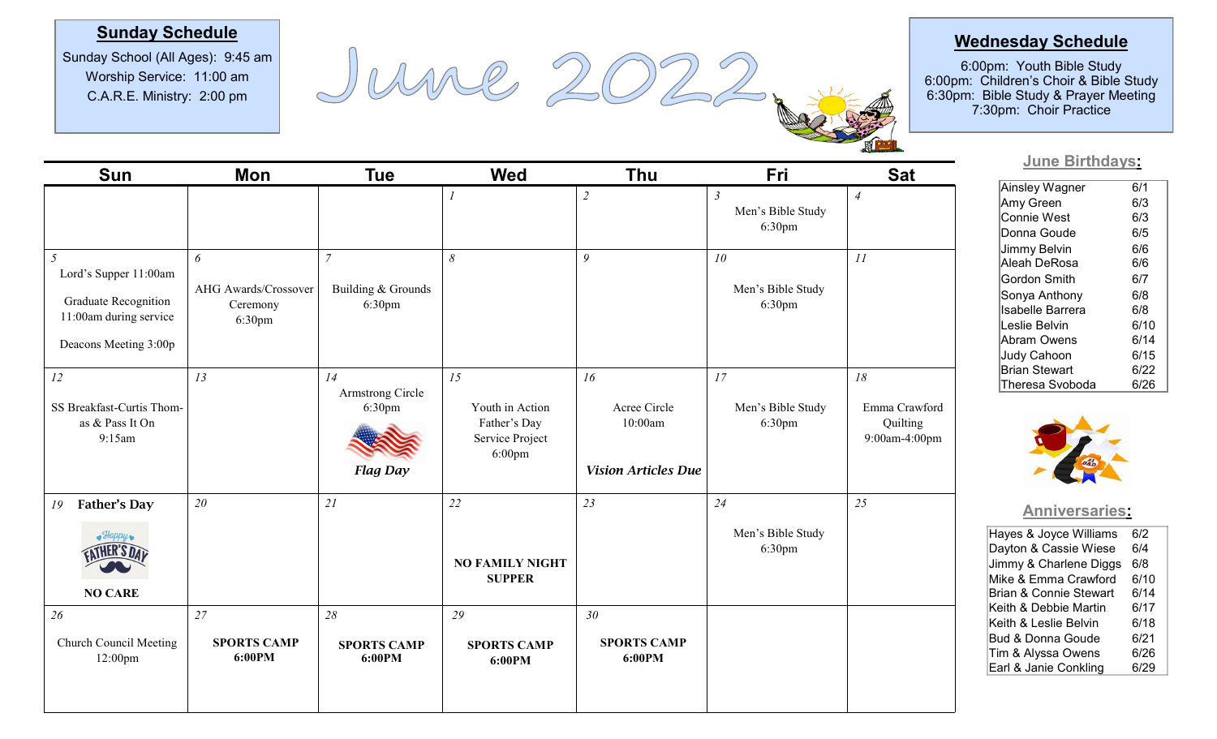## Sunday Schedule

Sunday School (All Ages): 9:45 am
Worship Service: 11:00 am
C.A.R.E. Ministry: 2:00 pm

# June 2022

## Wednesday Schedule

6:00pm: Youth Bible Study
6:00pm: Children's Choir & Bible Study
6:30pm: Bible Study & Prayer Meeting
7:30pm: Choir Practice

| Sun | Mon | Tue | Wed | Thu | Fri | Sat |
|---|---|---|---|---|---|---|
| | | | 1 | 2 | 3 Men's Bible Study 6:30pm | 4 |
| 5 Lord's Supper 11:00am<br>Graduate Recognition 11:00am during service<br>Deacons Meeting 3:00p | 6 AHG Awards/Crossover Ceremony 6:30pm | 7 Building & Grounds 6:30pm | 8 | 9 | 10 Men's Bible Study 6:30pm | 11 |
| 12 SS Breakfast-Curtis Thomas & Pass It On 9:15am | 13 | 14 Armstrong Circle 6:30pm<br>*Flag Day* | 15 Youth in Action Father's Day Service Project 6:00pm | 16 Acree Circle 10:00am<br>*Vision Articles Due* | 17 Men's Bible Study 6:30pm | 18 Emma Crawford Quilting 9:00am-4:00pm |
| 19 **Father's Day**<br>Happy Father's Day<br>**NO CARE** | 20 | 21 | 22 **NO FAMILY NIGHT SUPPER** | 23 | 24 Men's Bible Study 6:30pm | 25 |
| 26 Church Council Meeting 12:00pm | 27 **SPORTS CAMP 6:00PM** | 28 **SPORTS CAMP 6:00PM** | 29 **SPORTS CAMP 6:00PM** | 30 **SPORTS CAMP 6:00PM** | | |

## June Birthdays:

| | |
|---|---|
| Ainsley Wagner | 6/1 |
| Amy Green | 6/3 |
| Connie West | 6/3 |
| Donna Goude | 6/5 |
| Jimmy Belvin | 6/6 |
| Aleah DeRosa | 6/6 |
| Gordon Smith | 6/7 |
| Sonya Anthony | 6/8 |
| Isabelle Barrera | 6/8 |
| Leslie Belvin | 6/10 |
| Abram Owens | 6/14 |
| Judy Cahoon | 6/15 |
| Brian Stewart | 6/22 |
| Theresa Svoboda | 6/26 |

## Anniversaries:

| | |
|---|---|
| Hayes & Joyce Williams | 6/2 |
| Dayton & Cassie Wiese | 6/4 |
| Jimmy & Charlene Diggs | 6/8 |
| Mike & Emma Crawford | 6/10 |
| Brian & Connie Stewart | 6/14 |
| Keith & Debbie Martin | 6/17 |
| Keith & Leslie Belvin | 6/18 |
| Bud & Donna Goude | 6/21 |
| Tim & Alyssa Owens | 6/26 |
| Earl & Janie Conkling | 6/29 |